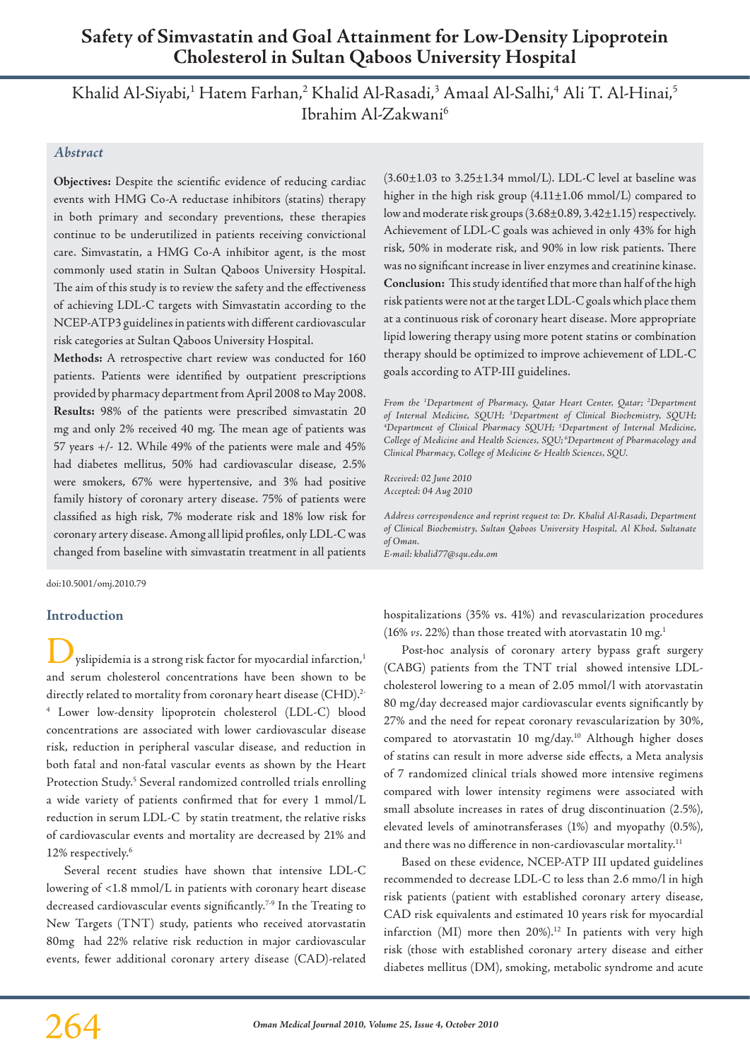# Safety of Simvastatin and Goal Attainment for Low-Density Lipoprotein Cholesterol in Sultan Qaboos University Hospital

Khalid Al-Siyabi,[1] Hatem Farhan,[2] Khalid Al-Rasadi,[3] Amaal Al-Salhi,[4] Ali T. Al-Hinai,[5] Ibrahim Al-Zakwani[6]

## Abstract

**Objectives:** Despite the scientific evidence of reducing cardiac events with HMG Co-A reductase inhibitors (statins) therapy in both primary and secondary preventions, these therapies continue to be underutilized in patients receiving convictional care. Simvastatin, a HMG Co-A inhibitor agent, is the most commonly used statin in Sultan Qaboos University Hospital. The aim of this study is to review the safety and the effectiveness of achieving LDL-C targets with Simvastatin according to the NCEP-ATP3 guidelines in patients with different cardiovascular risk categories at Sultan Qaboos University Hospital.

**Methods:** A retrospective chart review was conducted for 160 patients. Patients were identified by outpatient prescriptions provided by pharmacy department from April 2008 to May 2008.

**Results:** 98% of the patients were prescribed simvastatin 20 mg and only 2% received 40 mg. The mean age of patients was 57 years +/- 12. While 49% of the patients were male and 45% had diabetes mellitus, 50% had cardiovascular disease, 2.5% were smokers, 67% were hypertensive, and 3% had positive family history of coronary artery disease. 75% of patients were classified as high risk, 7% moderate risk and 18% low risk for coronary artery disease. Among all lipid profiles, only LDL-C was changed from baseline with simvastatin treatment in all patients (3.60±1.03 to 3.25±1.34 mmol/L). LDL-C level at baseline was higher in the high risk group (4.11±1.06 mmol/L) compared to low and moderate risk groups (3.68±0.89, 3.42±1.15) respectively. Achievement of LDL-C goals was achieved in only 43% for high risk, 50% in moderate risk, and 90% in low risk patients. There was no significant increase in liver enzymes and creatinine kinase.

**Conclusion:** This study identified that more than half of the high risk patients were not at the target LDL-C goals which place them at a continuous risk of coronary heart disease. More appropriate lipid lowering therapy using more potent statins or combination therapy should be optimized to improve achievement of LDL-C goals according to ATP-III guidelines.

*From the [1]Department of Pharmacy, Qatar Heart Center, Qatar; [2]Department of Internal Medicine, SQUH; [3]Department of Clinical Biochemistry, SQUH; [4]Department of Clinical Pharmacy SQUH; [5]Department of Internal Medicine, College of Medicine and Health Sciences, SQU; [6]Department of Pharmacology and Clinical Pharmacy, College of Medicine & Health Sciences, SQU.*

*Received: 02 June 2010*
*Accepted: 04 Aug 2010*

*Address correspondence and reprint request to: Dr. Khalid Al-Rasadi, Department of Clinical Biochemistry, Sultan Qaboos University Hospital, Al Khod, Sultanate of Oman.*
*E-mail: khalid77@squ.edu.om*

doi:10.5001/omj.2010.79

## Introduction

Dyslipidemia is a strong risk factor for myocardial infarction,[1] and serum cholesterol concentrations have been shown to be directly related to mortality from coronary heart disease (CHD).[2-4] Lower low-density lipoprotein cholesterol (LDL-C) blood concentrations are associated with lower cardiovascular disease risk, reduction in peripheral vascular disease, and reduction in both fatal and non-fatal vascular events as shown by the Heart Protection Study.[5] Several randomized controlled trials enrolling a wide variety of patients confirmed that for every 1 mmol/L reduction in serum LDL-C by statin treatment, the relative risks of cardiovascular events and mortality are decreased by 21% and 12% respectively.[6]

Several recent studies have shown that intensive LDL-C lowering of <1.8 mmol/L in patients with coronary heart disease decreased cardiovascular events significantly.[7-9] In the Treating to New Targets (TNT) study, patients who received atorvastatin 80mg had 22% relative risk reduction in major cardiovascular events, fewer additional coronary artery disease (CAD)-related hospitalizations (35% vs. 41%) and revascularization procedures (16% *vs*. 22%) than those treated with atorvastatin 10 mg.[1]

Post-hoc analysis of coronary artery bypass graft surgery (CABG) patients from the TNT trial showed intensive LDL-cholesterol lowering to a mean of 2.05 mmol/l with atorvastatin 80 mg/day decreased major cardiovascular events significantly by 27% and the need for repeat coronary revascularization by 30%, compared to atorvastatin 10 mg/day.[10] Although higher doses of statins can result in more adverse side effects, a Meta analysis of 7 randomized clinical trials showed more intensive regimens compared with lower intensity regimens were associated with small absolute increases in rates of drug discontinuation (2.5%), elevated levels of aminotransferases (1%) and myopathy (0.5%), and there was no difference in non-cardiovascular mortality.[11]

Based on these evidence, NCEP-ATP III updated guidelines recommended to decrease LDL-C to less than 2.6 mmo/l in high risk patients (patient with established coronary artery disease, CAD risk equivalents and estimated 10 years risk for myocardial infarction (MI) more then 20%).[12] In patients with very high risk (those with established coronary artery disease and either diabetes mellitus (DM), smoking, metabolic syndrome and acute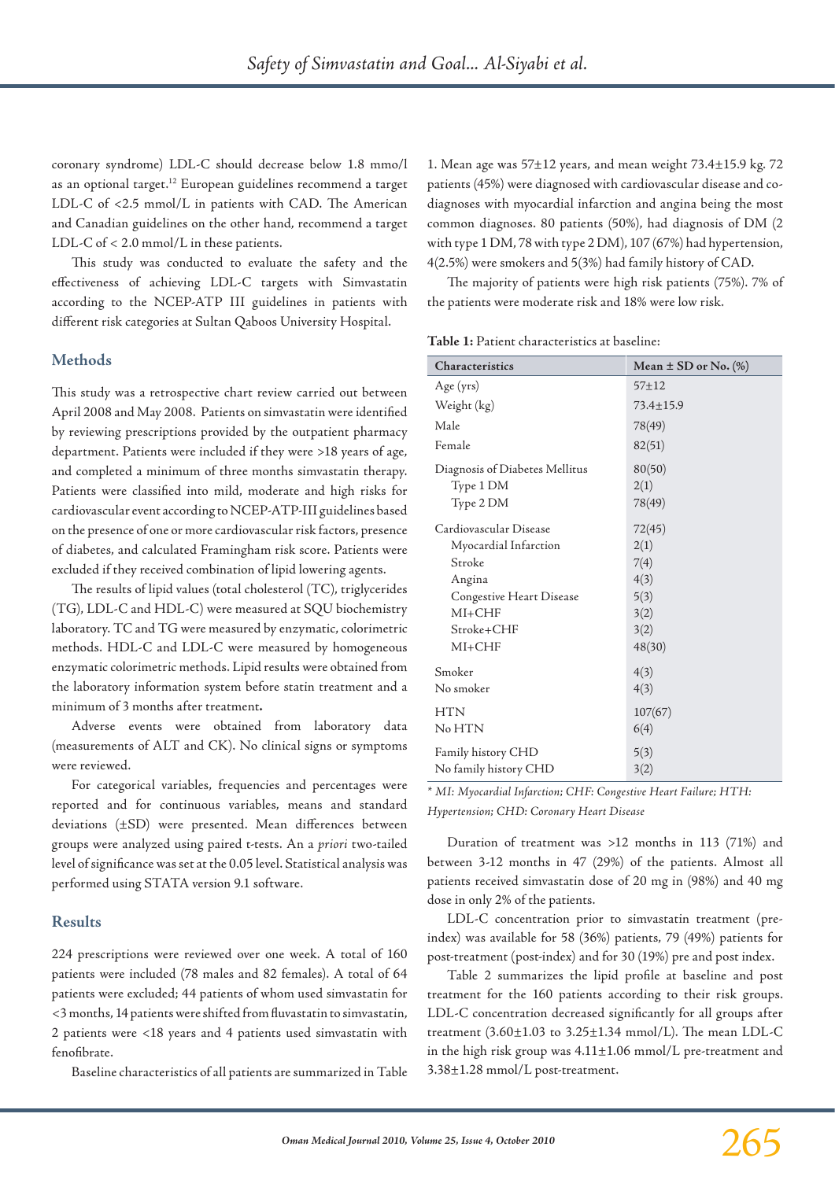coronary syndrome) LDL-C should decrease below 1.8 mmo/l as an optional target.[12] European guidelines recommend a target LDL-C of <2.5 mmol/L in patients with CAD. The American and Canadian guidelines on the other hand, recommend a target LDL-C of < 2.0 mmol/L in these patients.

This study was conducted to evaluate the safety and the effectiveness of achieving LDL-C targets with Simvastatin according to the NCEP-ATP III guidelines in patients with different risk categories at Sultan Qaboos University Hospital.

## Methods

This study was a retrospective chart review carried out between April 2008 and May 2008. Patients on simvastatin were identified by reviewing prescriptions provided by the outpatient pharmacy department. Patients were included if they were >18 years of age, and completed a minimum of three months simvastatin therapy. Patients were classified into mild, moderate and high risks for cardiovascular event according to NCEP-ATP-III guidelines based on the presence of one or more cardiovascular risk factors, presence of diabetes, and calculated Framingham risk score. Patients were excluded if they received combination of lipid lowering agents.

The results of lipid values (total cholesterol (TC), triglycerides (TG), LDL-C and HDL-C) were measured at SQU biochemistry laboratory. TC and TG were measured by enzymatic, colorimetric methods. HDL-C and LDL-C were measured by homogeneous enzymatic colorimetric methods. Lipid results were obtained from the laboratory information system before statin treatment and a minimum of 3 months after treatment**.**

Adverse events were obtained from laboratory data (measurements of ALT and CK). No clinical signs or symptoms were reviewed.

For categorical variables, frequencies and percentages were reported and for continuous variables, means and standard deviations (±SD) were presented. Mean differences between groups were analyzed using paired t-tests. An *a priori* two-tailed level of significance was set at the 0.05 level. Statistical analysis was performed using STATA version 9.1 software.

## Results

224 prescriptions were reviewed over one week. A total of 160 patients were included (78 males and 82 females). A total of 64 patients were excluded; 44 patients of whom used simvastatin for <3 months, 14 patients were shifted from fluvastatin to simvastatin, 2 patients were <18 years and 4 patients used simvastatin with fenofibrate.

Baseline characteristics of all patients are summarized in Table 1. Mean age was 57±12 years, and mean weight 73.4±15.9 kg. 72 patients (45%) were diagnosed with cardiovascular disease and co-diagnoses with myocardial infarction and angina being the most common diagnoses. 80 patients (50%), had diagnosis of DM (2 with type 1 DM, 78 with type 2 DM), 107 (67%) had hypertension, 4(2.5%) were smokers and 5(3%) had family history of CAD.

The majority of patients were high risk patients (75%). 7% of the patients were moderate risk and 18% were low risk.

**Table 1:** Patient characteristics at baseline:

| Characteristics | Mean ± SD or No. (%) |
|---|---|
| Age (yrs) | 57±12 |
| Weight (kg) | 73.4±15.9 |
| Male | 78(49) |
| Female | 82(51) |
| Diagnosis of Diabetes Mellitus | 80(50) |
| Type 1 DM | 2(1) |
| Type 2 DM | 78(49) |
| Cardiovascular Disease | 72(45) |
| Myocardial Infarction | 2(1) |
| Stroke | 7(4) |
| Angina | 4(3) |
| Congestive Heart Disease | 5(3) |
| MI+CHF | 3(2) |
| Stroke+CHF | 3(2) |
| MI+CHF | 48(30) |
| Smoker | 4(3) |
| No smoker | 4(3) |
| HTN | 107(67) |
| No HTN | 6(4) |
| Family history CHD | 5(3) |
| No family history CHD | 3(2) |

*\* MI: Myocardial Infarction; CHF: Congestive Heart Failure; HTH: Hypertension; CHD: Coronary Heart Disease*

Duration of treatment was >12 months in 113 (71%) and between 3-12 months in 47 (29%) of the patients. Almost all patients received simvastatin dose of 20 mg in (98%) and 40 mg dose in only 2% of the patients.

LDL-C concentration prior to simvastatin treatment (pre-index) was available for 58 (36%) patients, 79 (49%) patients for post-treatment (post-index) and for 30 (19%) pre and post index.

Table 2 summarizes the lipid profile at baseline and post treatment for the 160 patients according to their risk groups. LDL-C concentration decreased significantly for all groups after treatment (3.60±1.03 to 3.25±1.34 mmol/L). The mean LDL-C in the high risk group was 4.11±1.06 mmol/L pre-treatment and 3.38±1.28 mmol/L post-treatment.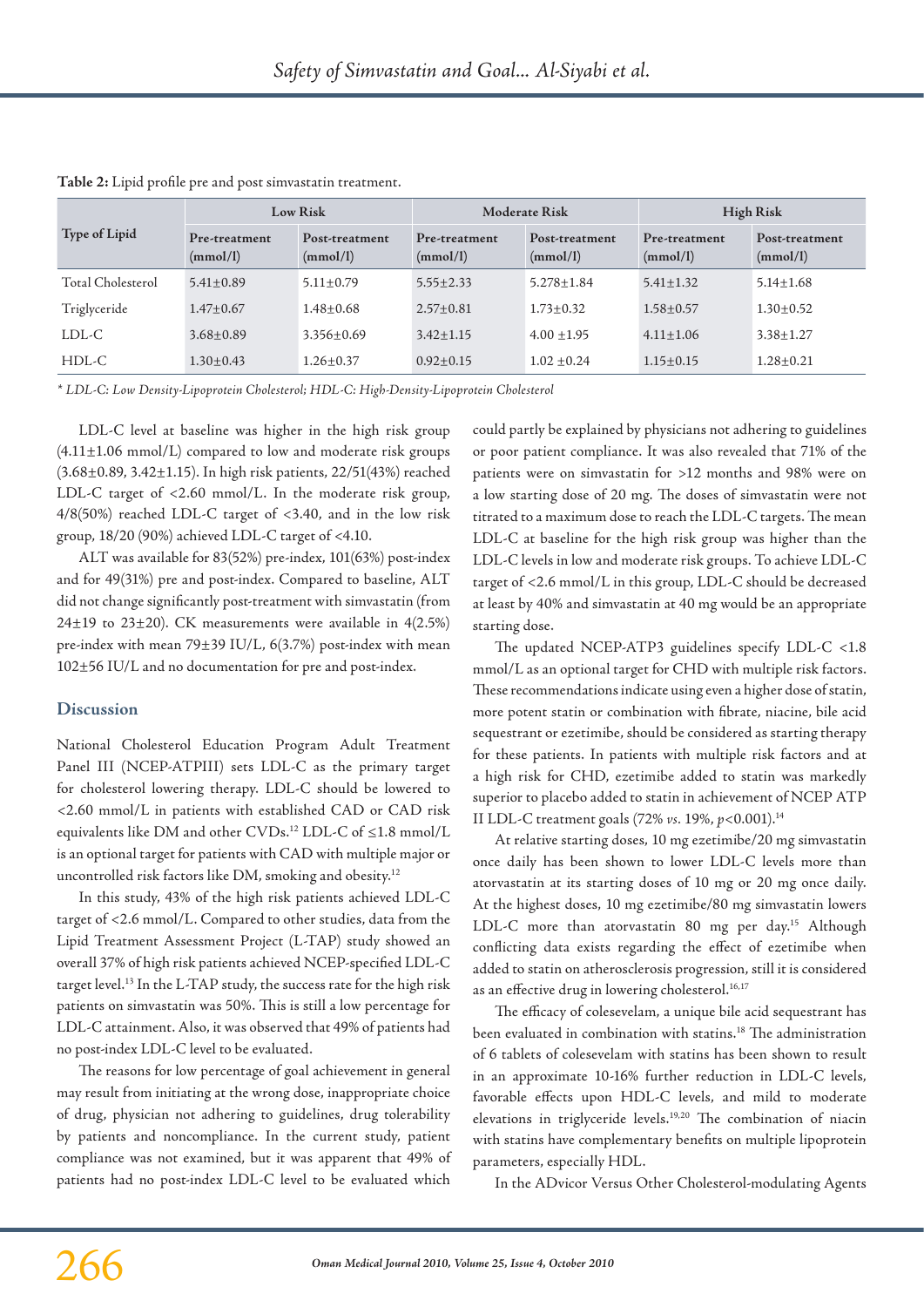**Table 2:** Lipid profile pre and post simvastatin treatment.

| Type of Lipid | Low Risk | | Moderate Risk | | High Risk | |
|---|---|---|---|---|---|---|
| | Pre-treatment (mmol/l) | Post-treatment (mmol/l) | Pre-treatment (mmol/l) | Post-treatment (mmol/l) | Pre-treatment (mmol/l) | Post-treatment (mmol/l) |
| Total Cholesterol | 5.41±0.89 | 5.11±0.79 | 5.55±2.33 | 5.278±1.84 | 5.41±1.32 | 5.14±1.68 |
| Triglyceride | 1.47±0.67 | 1.48±0.68 | 2.57±0.81 | 1.73±0.32 | 1.58±0.57 | 1.30±0.52 |
| LDL-C | 3.68±0.89 | 3.356±0.69 | 3.42±1.15 | 4.00 ±1.95 | 4.11±1.06 | 3.38±1.27 |
| HDL-C | 1.30±0.43 | 1.26±0.37 | 0.92±0.15 | 1.02 ±0.24 | 1.15±0.15 | 1.28±0.21 |

*\* LDL-C: Low Density-Lipoprotein Cholesterol; HDL-C: High-Density-Lipoprotein Cholesterol*

LDL-C level at baseline was higher in the high risk group (4.11±1.06 mmol/L) compared to low and moderate risk groups (3.68±0.89, 3.42±1.15). In high risk patients, 22/51(43%) reached LDL-C target of <2.60 mmol/L. In the moderate risk group, 4/8(50%) reached LDL-C target of <3.40, and in the low risk group, 18/20 (90%) achieved LDL-C target of <4.10.

ALT was available for 83(52%) pre-index, 101(63%) post-index and for 49(31%) pre and post-index. Compared to baseline, ALT did not change significantly post-treatment with simvastatin (from 24±19 to 23±20). CK measurements were available in 4(2.5%) pre-index with mean 79±39 IU/L, 6(3.7%) post-index with mean 102±56 IU/L and no documentation for pre and post-index.

## Discussion

National Cholesterol Education Program Adult Treatment Panel III (NCEP-ATPIII) sets LDL-C as the primary target for cholesterol lowering therapy. LDL-C should be lowered to <2.60 mmol/L in patients with established CAD or CAD risk equivalents like DM and other CVDs.[12] LDL-C of ≤1.8 mmol/L is an optional target for patients with CAD with multiple major or uncontrolled risk factors like DM, smoking and obesity.[12]

In this study, 43% of the high risk patients achieved LDL-C target of <2.6 mmol/L. Compared to other studies, data from the Lipid Treatment Assessment Project (L-TAP) study showed an overall 37% of high risk patients achieved NCEP-specified LDL-C target level.[13] In the L-TAP study, the success rate for the high risk patients on simvastatin was 50%. This is still a low percentage for LDL-C attainment. Also, it was observed that 49% of patients had no post-index LDL-C level to be evaluated.

The reasons for low percentage of goal achievement in general may result from initiating at the wrong dose, inappropriate choice of drug, physician not adhering to guidelines, drug tolerability by patients and noncompliance. In the current study, patient compliance was not examined, but it was apparent that 49% of patients had no post-index LDL-C level to be evaluated which could partly be explained by physicians not adhering to guidelines or poor patient compliance. It was also revealed that 71% of the patients were on simvastatin for >12 months and 98% were on a low starting dose of 20 mg. The doses of simvastatin were not titrated to a maximum dose to reach the LDL-C targets. The mean LDL-C at baseline for the high risk group was higher than the LDL-C levels in low and moderate risk groups. To achieve LDL-C target of <2.6 mmol/L in this group, LDL-C should be decreased at least by 40% and simvastatin at 40 mg would be an appropriate starting dose.

The updated NCEP-ATP3 guidelines specify LDL-C <1.8 mmol/L as an optional target for CHD with multiple risk factors. These recommendations indicate using even a higher dose of statin, more potent statin or combination with fibrate, niacine, bile acid sequestrant or ezetimibe, should be considered as starting therapy for these patients. In patients with multiple risk factors and at a high risk for CHD, ezetimibe added to statin was markedly superior to placebo added to statin in achievement of NCEP ATP II LDL-C treatment goals (72% *vs.* 19%, $p<0.001$).[14]

At relative starting doses, 10 mg ezetimibe/20 mg simvastatin once daily has been shown to lower LDL-C levels more than atorvastatin at its starting doses of 10 mg or 20 mg once daily. At the highest doses, 10 mg ezetimibe/80 mg simvastatin lowers LDL-C more than atorvastatin 80 mg per day.[15] Although conflicting data exists regarding the effect of ezetimibe when added to statin on atherosclerosis progression, still it is considered as an effective drug in lowering cholesterol.[16,17]

The efficacy of colesevelam, a unique bile acid sequestrant has been evaluated in combination with statins.[18] The administration of 6 tablets of colesevelam with statins has been shown to result in an approximate 10-16% further reduction in LDL-C levels, favorable effects upon HDL-C levels, and mild to moderate elevations in triglyceride levels.[19,20] The combination of niacin with statins have complementary benefits on multiple lipoprotein parameters, especially HDL.

In the ADvicor Versus Other Cholesterol-modulating Agents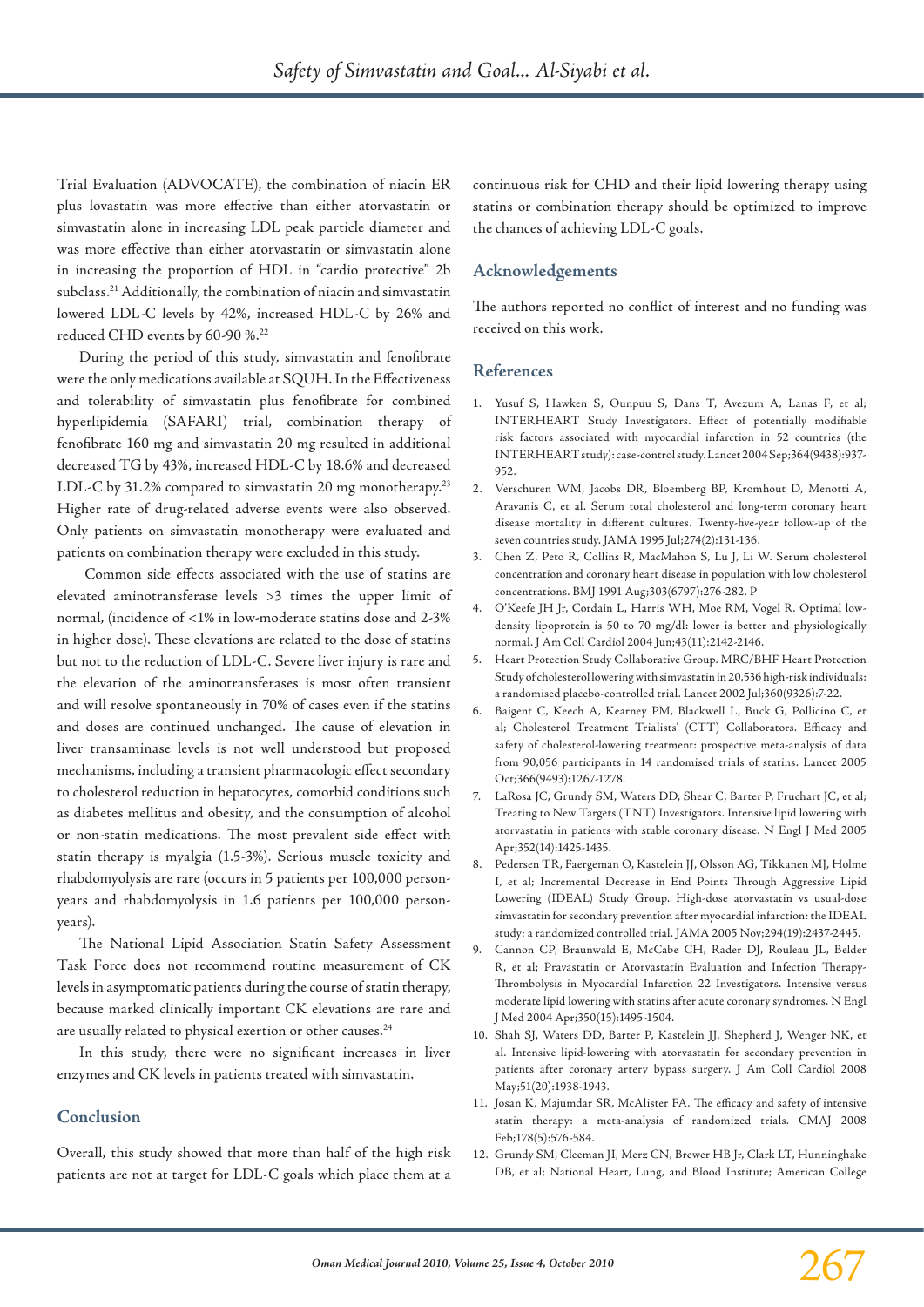Trial Evaluation (ADVOCATE), the combination of niacin ER plus lovastatin was more effective than either atorvastatin or simvastatin alone in increasing LDL peak particle diameter and was more effective than either atorvastatin or simvastatin alone in increasing the proportion of HDL in "cardio protective" 2b subclass.[21] Additionally, the combination of niacin and simvastatin lowered LDL-C levels by 42%, increased HDL-C by 26% and reduced CHD events by 60-90 %.[22]

During the period of this study, simvastatin and fenofibrate were the only medications available at SQUH. In the Effectiveness and tolerability of simvastatin plus fenofibrate for combined hyperlipidemia (SAFARI) trial, combination therapy of fenofibrate 160 mg and simvastatin 20 mg resulted in additional decreased TG by 43%, increased HDL-C by 18.6% and decreased LDL-C by 31.2% compared to simvastatin 20 mg monotherapy.[23] Higher rate of drug-related adverse events were also observed. Only patients on simvastatin monotherapy were evaluated and patients on combination therapy were excluded in this study.

Common side effects associated with the use of statins are elevated aminotransferase levels >3 times the upper limit of normal, (incidence of <1% in low-moderate statins dose and 2-3% in higher dose). These elevations are related to the dose of statins but not to the reduction of LDL-C. Severe liver injury is rare and the elevation of the aminotransferases is most often transient and will resolve spontaneously in 70% of cases even if the statins and doses are continued unchanged. The cause of elevation in liver transaminase levels is not well understood but proposed mechanisms, including a transient pharmacologic effect secondary to cholesterol reduction in hepatocytes, comorbid conditions such as diabetes mellitus and obesity, and the consumption of alcohol or non-statin medications. The most prevalent side effect with statin therapy is myalgia (1.5-3%). Serious muscle toxicity and rhabdomyolysis are rare (occurs in 5 patients per 100,000 person-years and rhabdomyolysis in 1.6 patients per 100,000 person-years).

The National Lipid Association Statin Safety Assessment Task Force does not recommend routine measurement of CK levels in asymptomatic patients during the course of statin therapy, because marked clinically important CK elevations are rare and are usually related to physical exertion or other causes.[24]

In this study, there were no significant increases in liver enzymes and CK levels in patients treated with simvastatin.

## Conclusion

Overall, this study showed that more than half of the high risk patients are not at target for LDL-C goals which place them at a continuous risk for CHD and their lipid lowering therapy using statins or combination therapy should be optimized to improve the chances of achieving LDL-C goals.

## Acknowledgements

The authors reported no conflict of interest and no funding was received on this work.

## References

1. Yusuf S, Hawken S, Ounpuu S, Dans T, Avezum A, Lanas F, et al; INTERHEART Study Investigators. Effect of potentially modifiable risk factors associated with myocardial infarction in 52 countries (the INTERHEART study): case-control study. Lancet 2004 Sep;364(9438):937-952.
2. Verschuren WM, Jacobs DR, Bloemberg BP, Kromhout D, Menotti A, Aravanis C, et al. Serum total cholesterol and long-term coronary heart disease mortality in different cultures. Twenty-five-year follow-up of the seven countries study. JAMA 1995 Jul;274(2):131-136.
3. Chen Z, Peto R, Collins R, MacMahon S, Lu J, Li W. Serum cholesterol concentration and coronary heart disease in population with low cholesterol concentrations. BMJ 1991 Aug;303(6797):276-282. P
4. O'Keefe JH Jr, Cordain L, Harris WH, Moe RM, Vogel R. Optimal low-density lipoprotein is 50 to 70 mg/dl: lower is better and physiologically normal. J Am Coll Cardiol 2004 Jun;43(11):2142-2146.
5. Heart Protection Study Collaborative Group. MRC/BHF Heart Protection Study of cholesterol lowering with simvastatin in 20,536 high-risk individuals: a randomised placebo-controlled trial. Lancet 2002 Jul;360(9326):7-22.
6. Baigent C, Keech A, Kearney PM, Blackwell L, Buck G, Pollicino C, et al; Cholesterol Treatment Trialists' (CTT) Collaborators. Efficacy and safety of cholesterol-lowering treatment: prospective meta-analysis of data from 90,056 participants in 14 randomised trials of statins. Lancet 2005 Oct;366(9493):1267-1278.
7. LaRosa JC, Grundy SM, Waters DD, Shear C, Barter P, Fruchart JC, et al; Treating to New Targets (TNT) Investigators. Intensive lipid lowering with atorvastatin in patients with stable coronary disease. N Engl J Med 2005 Apr;352(14):1425-1435.
8. Pedersen TR, Faergeman O, Kastelein JJ, Olsson AG, Tikkanen MJ, Holme I, et al; Incremental Decrease in End Points Through Aggressive Lipid Lowering (IDEAL) Study Group. High-dose atorvastatin vs usual-dose simvastatin for secondary prevention after myocardial infarction: the IDEAL study: a randomized controlled trial. JAMA 2005 Nov;294(19):2437-2445.
9. Cannon CP, Braunwald E, McCabe CH, Rader DJ, Rouleau JL, Belder R, et al; Pravastatin or Atorvastatin Evaluation and Infection Therapy-Thrombolysis in Myocardial Infarction 22 Investigators. Intensive versus moderate lipid lowering with statins after acute coronary syndromes. N Engl J Med 2004 Apr;350(15):1495-1504.
10. Shah SJ, Waters DD, Barter P, Kastelein JJ, Shepherd J, Wenger NK, et al. Intensive lipid-lowering with atorvastatin for secondary prevention in patients after coronary artery bypass surgery. J Am Coll Cardiol 2008 May;51(20):1938-1943.
11. Josan K, Majumdar SR, McAlister FA. The efficacy and safety of intensive statin therapy: a meta-analysis of randomized trials. CMAJ 2008 Feb;178(5):576-584.
12. Grundy SM, Cleeman JI, Merz CN, Brewer HB Jr, Clark LT, Hunninghake DB, et al; National Heart, Lung, and Blood Institute; American College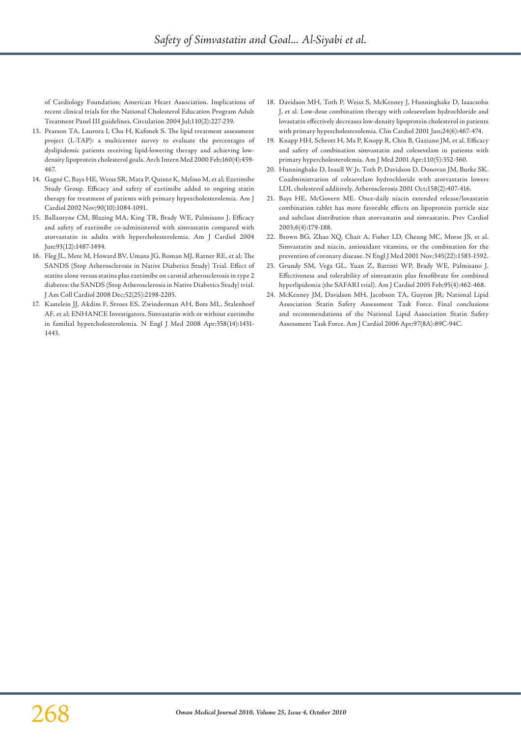of Cardiology Foundation; American Heart Association. Implications of recent clinical trials for the National Cholesterol Education Program Adult Treatment Panel III guidelines. Circulation 2004 Jul;110(2):227-239.

13. Pearson TA, Laurora I, Chu H, Kafonek S. The lipid treatment assessment project (L-TAP): a multicenter survey to evaluate the percentages of dyslipidemic patients receiving lipid-lowering therapy and achieving low-density lipoprotein cholesterol goals. Arch Intern Med 2000 Feb;160(4):459-467.
14. Gagné C, Bays HE, Weiss SR, Mata P, Quinto K, Melino M, et al; Ezetimibe Study Group. Efficacy and safety of ezetimibe added to ongoing statin therapy for treatment of patients with primary hypercholesterolemia. Am J Cardiol 2002 Nov;90(10):1084-1091.
15. Ballantyne CM, Blazing MA, King TR, Brady WE, Palmisano J. Efficacy and safety of ezetimibe co-administered with simvastatin compared with atorvastatin in adults with hypercholesterolemia. Am J Cardiol 2004 Jun;93(12):1487-1494.
16. Fleg JL, Mete M, Howard BV, Umans JG, Roman MJ, Ratner RE, et al; The SANDS (Stop Atherosclerosis in Native Diabetics Study) Trial. Effect of statins alone versus statins plus ezetimibe on carotid atherosclerosis in type 2 diabetes: the SANDS (Stop Atherosclerosis in Native Diabetics Study) trial. J Am Coll Cardiol 2008 Dec;52(25):2198-2205.
17. Kastelein JJ, Akdim F, Stroes ES, Zwinderman AH, Bots ML, Stalenhoef AF, et al; ENHANCE Investigators. Simvastatin with or without ezetimibe in familial hypercholesterolemia. N Engl J Med 2008 Apr;358(14):1431-1443.
18. Davidson MH, Toth P, Weiss S, McKenney J, Hunninghake D, Isaacsohn J, et al. Low-dose combination therapy with colesevelam hydrochloride and lovastatin effectively decreases low-density lipoprotein cholesterol in patients with primary hypercholesterolemia. Clin Cardiol 2001 Jun;24(6):467-474.
19. Knapp HH, Schrott H, Ma P, Knopp R, Chin B, Gaziano JM, et al. Efficacy and safety of combination simvastatin and colesevelam in patients with primary hypercholesterolemia. Am J Med 2001 Apr;110(5):352-360.
20. Hunninghake D, Insull W Jr, Toth P, Davidson D, Donovan JM, Burke SK. Coadministration of colesevelam hydrochloride with atorvastatin lowers LDL cholesterol additively. Atherosclerosis 2001 Oct;158(2):407-416.
21. Bays HE, McGovern ME. Once-daily niacin extended release/lovastatin combination tablet has more favorable effects on lipoprotein particle size and subclass distribution than atorvastatin and simvastatin. Prev Cardiol 2003;6(4):179-188.
22. Brown BG, Zhao XQ, Chait A, Fisher LD, Cheung MC, Morse JS, et al. Simvastatin and niacin, antioxidant vitamins, or the combination for the prevention of coronary disease. N Engl J Med 2001 Nov;345(22):1583-1592.
23. Grundy SM, Vega GL, Yuan Z, Battisti WP, Brady WE, Palmisano J. Effectiveness and tolerability of simvastatin plus fenofibrate for combined hyperlipidemia (the SAFARI trial). Am J Cardiol 2005 Feb;95(4):462-468.
24. McKenney JM, Davidson MH, Jacobson TA, Guyton JR; National Lipid Association Statin Safety Assessment Task Force. Final conclusions and recommendations of the National Lipid Association Statin Safety Assessment Task Force. Am J Cardiol 2006 Apr;97(8A):89C-94C.